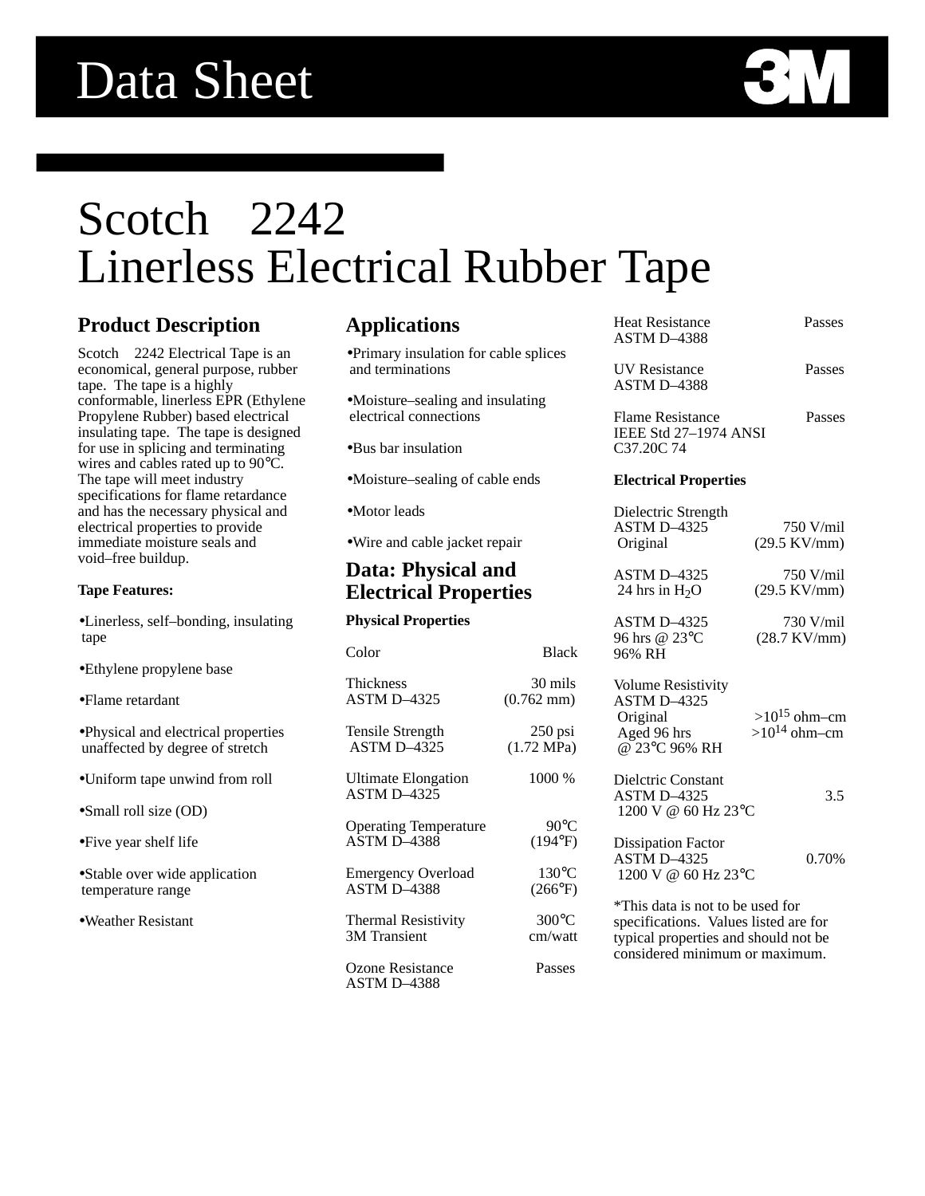# Data Sheet

# Scotch 2242
# Linerless Electrical Rubber Tape

## Product Description

Scotch 2242 Electrical Tape is an economical, general purpose, rubber tape. The tape is a highly conformable, linerless EPR (Ethylene Propylene Rubber) based electrical insulating tape. The tape is designed for use in splicing and terminating wires and cables rated up to 90°C. The tape will meet industry specifications for flame retardance and has the necessary physical and electrical properties to provide immediate moisture seals and void–free buildup.

**Tape Features:**

- Linerless, self–bonding, insulating tape
- Ethylene propylene base
- Flame retardant
- Physical and electrical properties unaffected by degree of stretch
- Uniform tape unwind from roll
- Small roll size (OD)
- Five year shelf life
- Stable over wide application temperature range
- Weather Resistant

## Applications

- Primary insulation for cable splices and terminations
- Moisture–sealing and insulating electrical connections
- Bus bar insulation
- Moisture–sealing of cable ends
- Motor leads
- Wire and cable jacket repair

## Data: Physical and Electrical Properties

**Physical Properties**

| Property | Value |
|---|---|
| Color | Black |
| Thickness ASTM D–4325 | 30 mils (0.762 mm) |
| Tensile Strength ASTM D–4325 | 250 psi (1.72 MPa) |
| Ultimate Elongation ASTM D–4325 | 1000 % |
| Operating Temperature ASTM D–4388 | 90°C (194°F) |
| Emergency Overload ASTM D–4388 | 130°C (266°F) |
| Thermal Resistivity 3M Transient | 300°C cm/watt |
| Ozone Resistance ASTM D–4388 | Passes |
| Heat Resistance ASTM D–4388 | Passes |
| UV Resistance ASTM D–4388 | Passes |
| Flame Resistance IEEE Std 27–1974 ANSI C37.20C 74 | Passes |

**Electrical Properties**

| Property | Value |
|---|---|
| Dielectric Strength ASTM D–4325 Original | 750 V/mil (29.5 KV/mm) |
| ASTM D–4325 24 hrs in $H_2O$ | 750 V/mil (29.5 KV/mm) |
| ASTM D–4325 96 hrs @ 23°C 96% RH | 730 V/mil (28.7 KV/mm) |
| Volume Resistivity ASTM D–4325 Original | $>10^{15}$ ohm–cm |
| Aged 96 hrs @ 23°C 96% RH | $>10^{14}$ ohm–cm |
| Dielctric Constant ASTM D–4325 1200 V @ 60 Hz 23°C | 3.5 |
| Dissipation Factor ASTM D–4325 1200 V @ 60 Hz 23°C | 0.70% |

*This data is not to be used for specifications. Values listed are for typical properties and should not be considered minimum or maximum.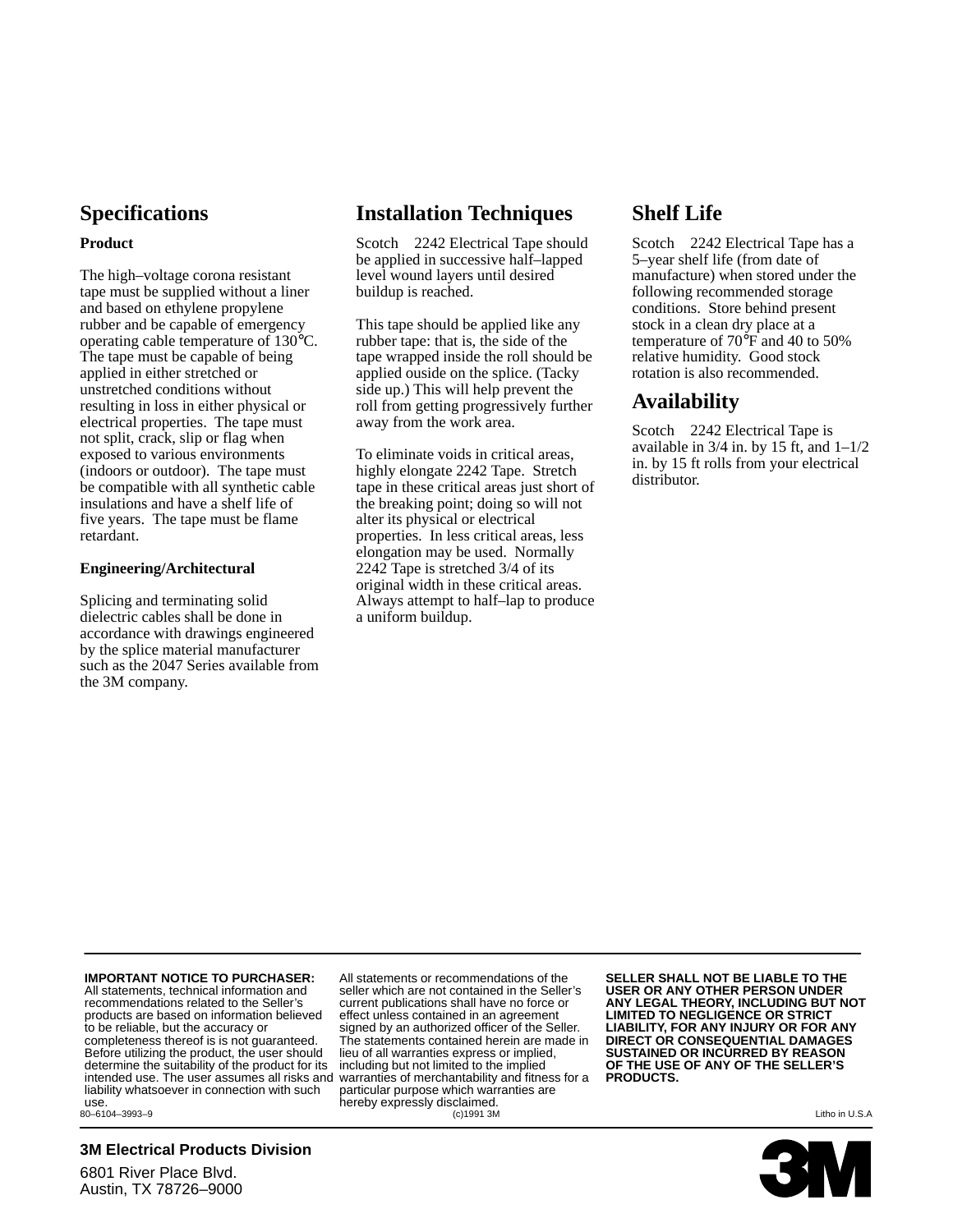## Specifications

**Product**

The high–voltage corona resistant tape must be supplied without a liner and based on ethylene propylene rubber and be capable of emergency operating cable temperature of 130°C. The tape must be capable of being applied in either stretched or unstretched conditions without resulting in loss in either physical or electrical properties. The tape must not split, crack, slip or flag when exposed to various environments (indoors or outdoor). The tape must be compatible with all synthetic cable insulations and have a shelf life of five years. The tape must be flame retardant.

**Engineering/Architectural**

Splicing and terminating solid dielectric cables shall be done in accordance with drawings engineered by the splice material manufacturer such as the 2047 Series available from the 3M company.

## Installation Techniques

Scotch 2242 Electrical Tape should be applied in successive half–lapped level wound layers until desired buildup is reached.

This tape should be applied like any rubber tape: that is, the side of the tape wrapped inside the roll should be applied ouside on the splice. (Tacky side up.) This will help prevent the roll from getting progressively further away from the work area.

To eliminate voids in critical areas, highly elongate 2242 Tape. Stretch tape in these critical areas just short of the breaking point; doing so will not alter its physical or electrical properties. In less critical areas, less elongation may be used. Normally 2242 Tape is stretched 3/4 of its original width in these critical areas. Always attempt to half–lap to produce a uniform buildup.

## Shelf Life

Scotch 2242 Electrical Tape has a 5–year shelf life (from date of manufacture) when stored under the following recommended storage conditions. Store behind present stock in a clean dry place at a temperature of 70°F and 40 to 50% relative humidity. Good stock rotation is also recommended.

## Availability

Scotch 2242 Electrical Tape is available in 3/4 in. by 15 ft, and 1–1/2 in. by 15 ft rolls from your electrical distributor.

---

**IMPORTANT NOTICE TO PURCHASER:** All statements, technical information and recommendations related to the Seller's products are based on information believed to be reliable, but the accuracy or completeness thereof is is not guaranteed. Before utilizing the product, the user should determine the suitability of the product for its intended use. The user assumes all risks and liability whatsoever in connection with such use.

All statements or recommendations of the seller which are not contained in the Seller's current publications shall have no force or effect unless contained in an agreement signed by an authorized officer of the Seller. The statements contained herein are made in lieu of all warranties express or implied, including but not limited to the implied warranties of merchantability and fitness for a particular purpose which warranties are hereby expressly disclaimed.

**SELLER SHALL NOT BE LIABLE TO THE USER OR ANY OTHER PERSON UNDER ANY LEGAL THEORY, INCLUDING BUT NOT LIMITED TO NEGLIGENCE OR STRICT LIABILITY, FOR ANY INJURY OR FOR ANY DIRECT OR CONSEQUENTIAL DAMAGES SUSTAINED OR INCURRED BY REASON OF THE USE OF ANY OF THE SELLER'S PRODUCTS.**

80–6104–3993–9 (c)1991 3M Litho in U.S.A

**3M Electrical Products Division**

6801 River Place Blvd.
Austin, TX 78726–9000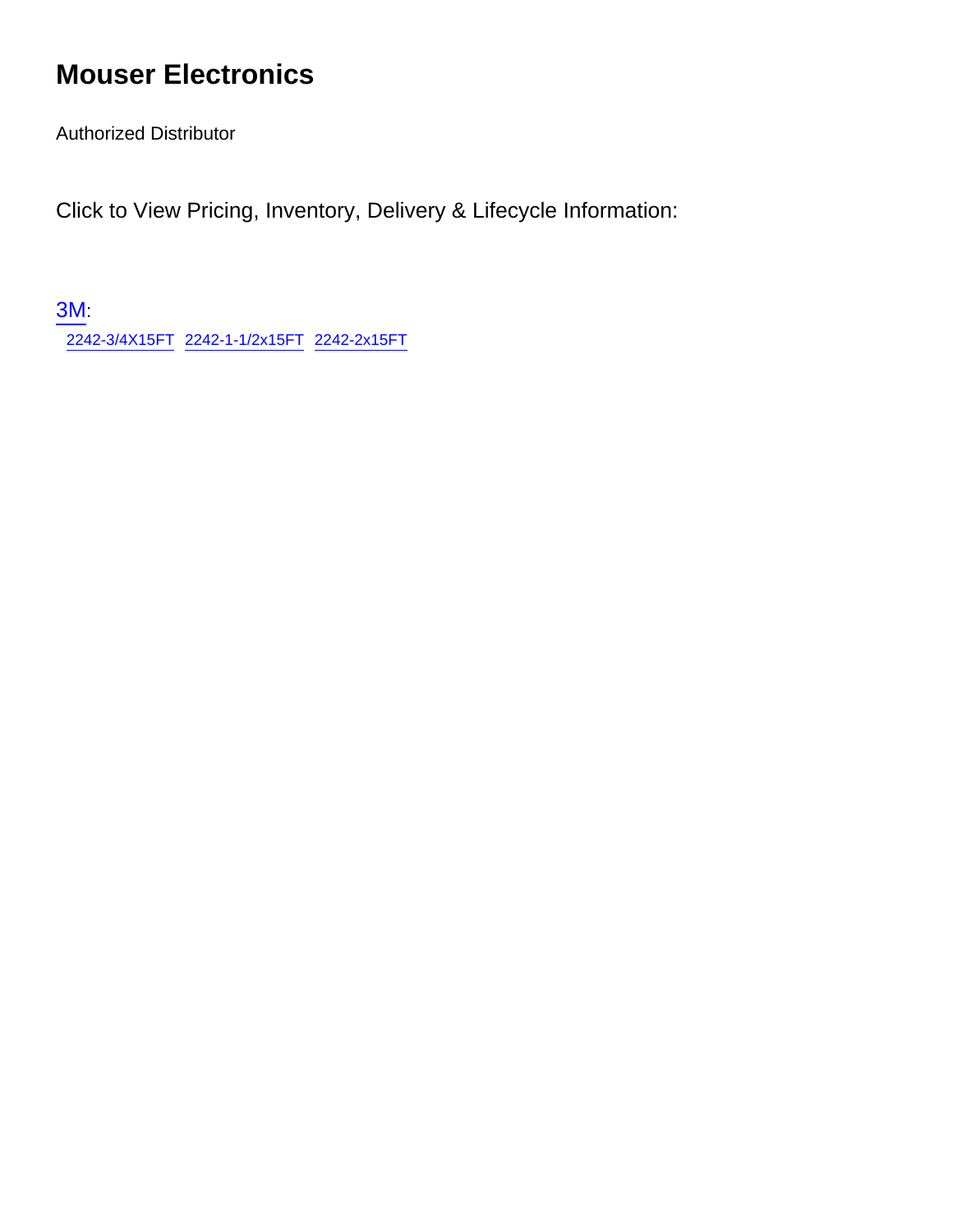# Mouser Electronics

Authorized Distributor

Click to View Pricing, Inventory, Delivery & Lifecycle Information:

3M:

2242-3/4X15FT 2242-1-1/2x15FT 2242-2x15FT